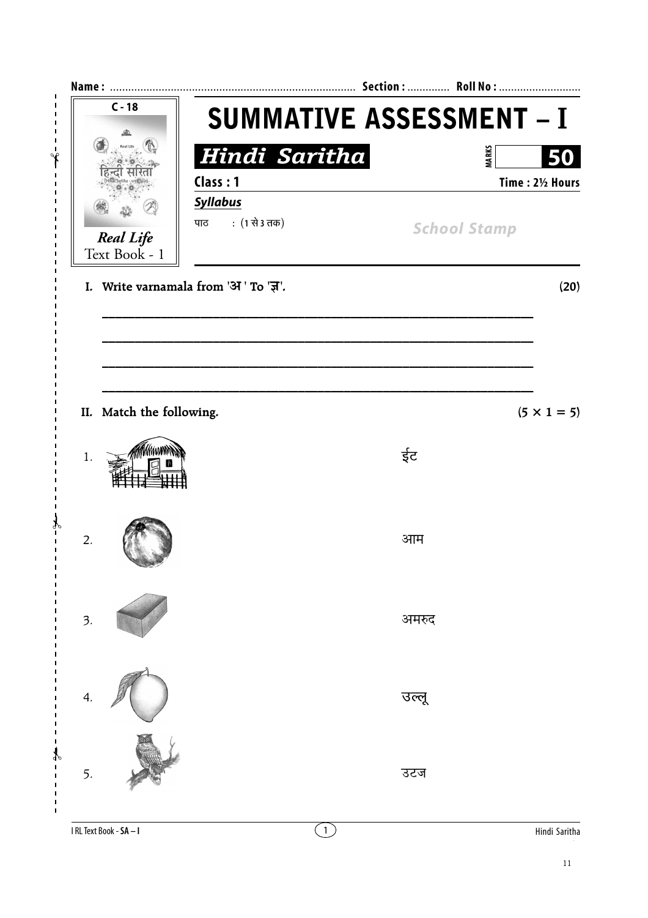Name : ................................................................................ Section : ............. Roll No : ...........................

C - 18

Real Life
Text Book - 1

# SUMMATIVE ASSESSMENT – I

## *Hindi Saritha*

MARKS 50

**Class : 1** **Time : 2½ Hours**

***Syllabus***

पाठ : (1 से 3 तक)

*School Stamp*

**I. Write varnamala from 'अ' To 'ज्ञ'.** **(20)**

______________________________________________________________

______________________________________________________________

______________________________________________________________

______________________________________________________________

**II. Match the following.** **(5 × 1 = 5)**

1. ईंट
2. आम
3. अमरुद
4. उल्लू
5. उटज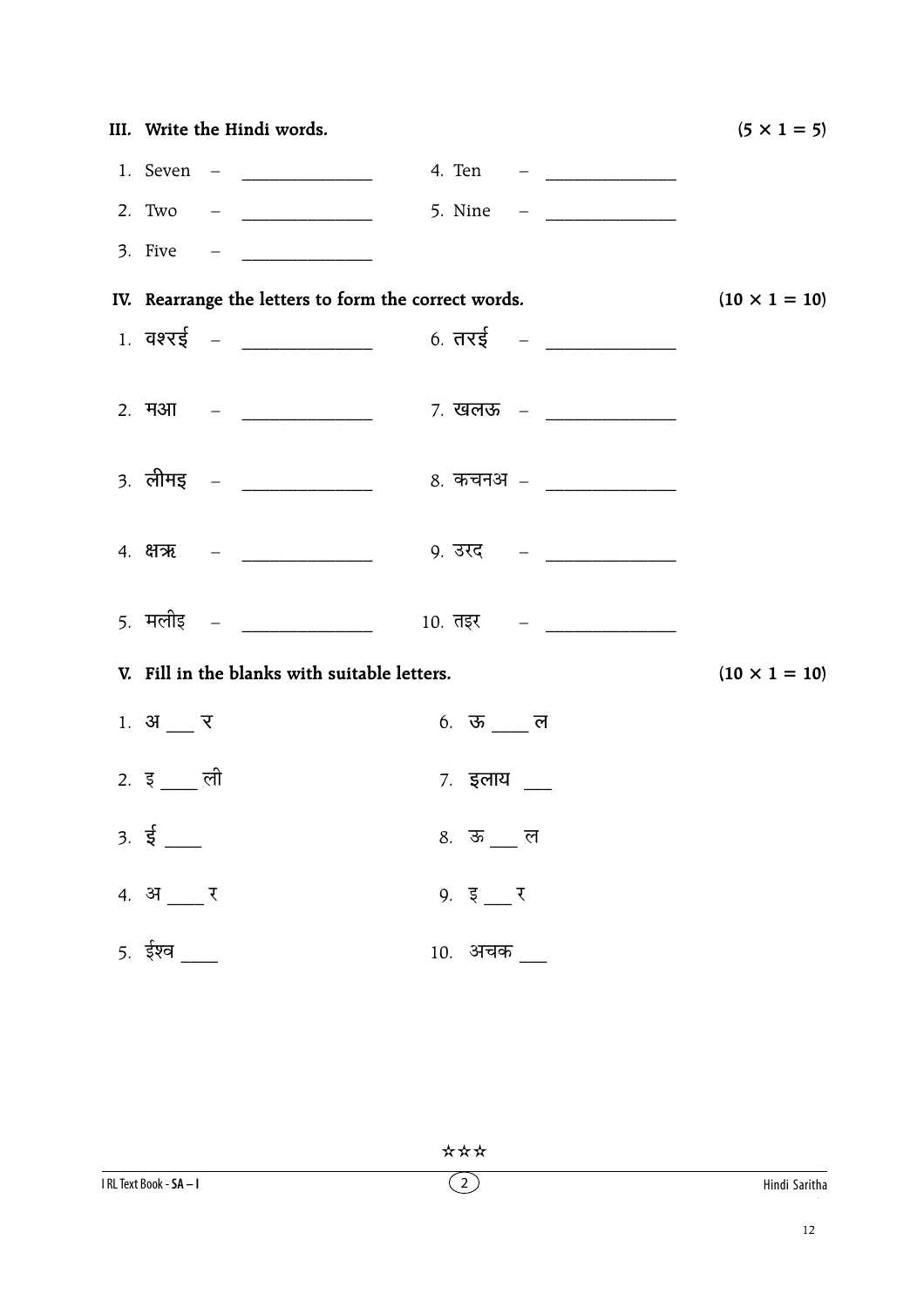**III. Write the Hindi words.** **(5 × 1 = 5)**

1. Seven – ______________
2. Two – ______________
3. Five – ______________
4. Ten – ______________
5. Nine – ______________

**IV. Rearrange the letters to form the correct words.** **(10 × 1 = 10)**

1. वश्रई – ______________
2. मआ – ______________
3. लीमइ – ______________
4. क्षऋ – ______________
5. मलीइ – ______________
6. तरई – ______________
7. खलऊ – ______________
8. कचनअ – ______________
9. उरद – ______________
10. तइर – ______________

**V. Fill in the blanks with suitable letters.** **(10 × 1 = 10)**

1. अ ___ र
2. इ ____ ली
3. ई ____
4. अ ____ र
5. ईश्व ____
6. ऊ ____ ल
7. इलाय ___
8. ऊ ___ ल
9. इ ___ र
10. अचक ___

☆☆☆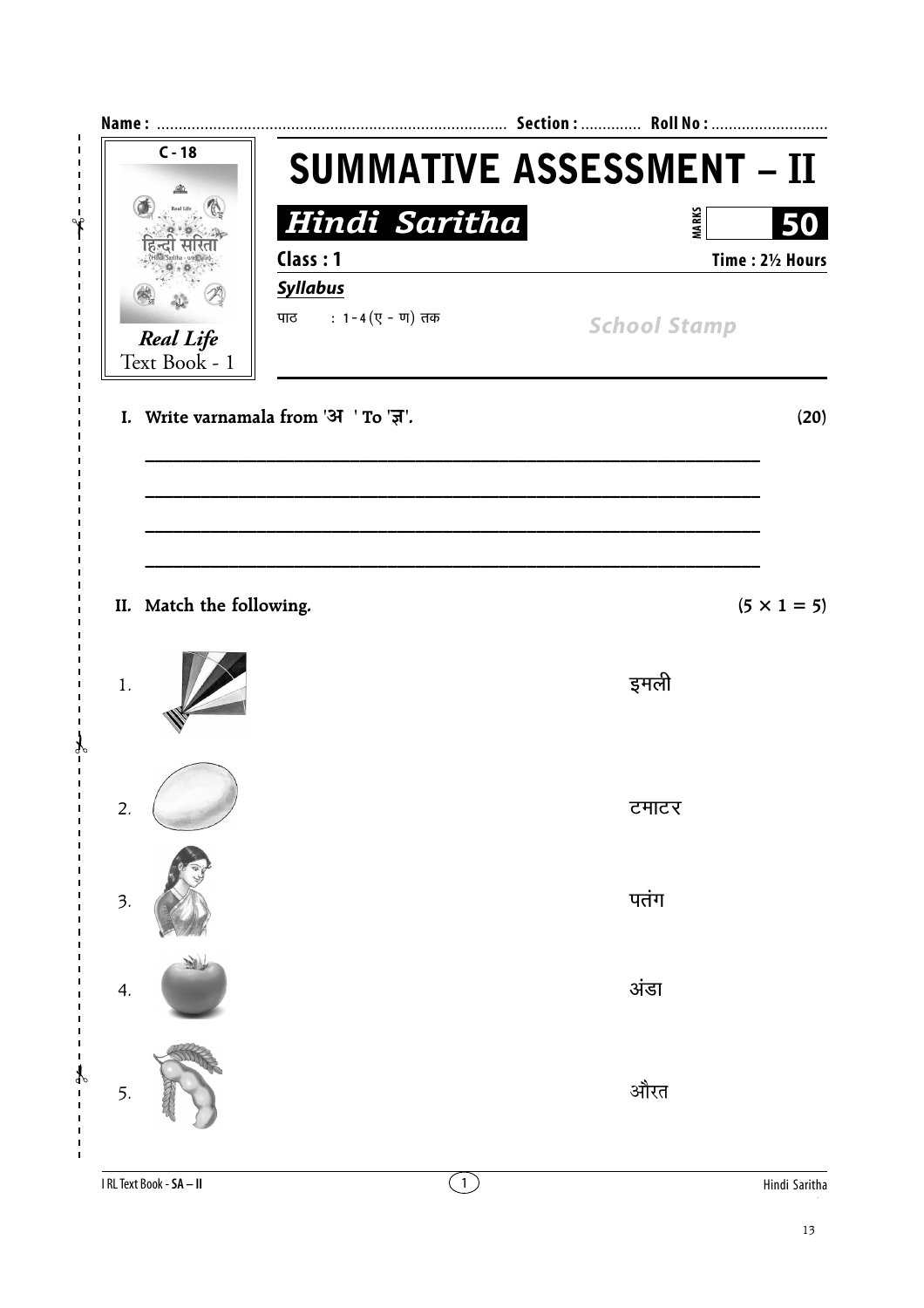Name : ................................................................................ Section : ............. Roll No : ..........................

C - 18

*Real Life*
Text Book - 1

# SUMMATIVE ASSESSMENT – II

## *Hindi Saritha*

**MARKS** **50**

**Class : 1** **Time : 2½ Hours**

***Syllabus***

पाठ : 1 - 4 (ए - ण) तक

*School Stamp*

**I. Write varnamala from 'अ ' To 'ज्ञ'.** **(20)**

_______________________________________________________________

_______________________________________________________________

_______________________________________________________________

_______________________________________________________________

**II. Match the following.** **(5 × 1 = 5)**

1. इमली

2. टमाटर

3. पतंग

4. अंडा

5. औरत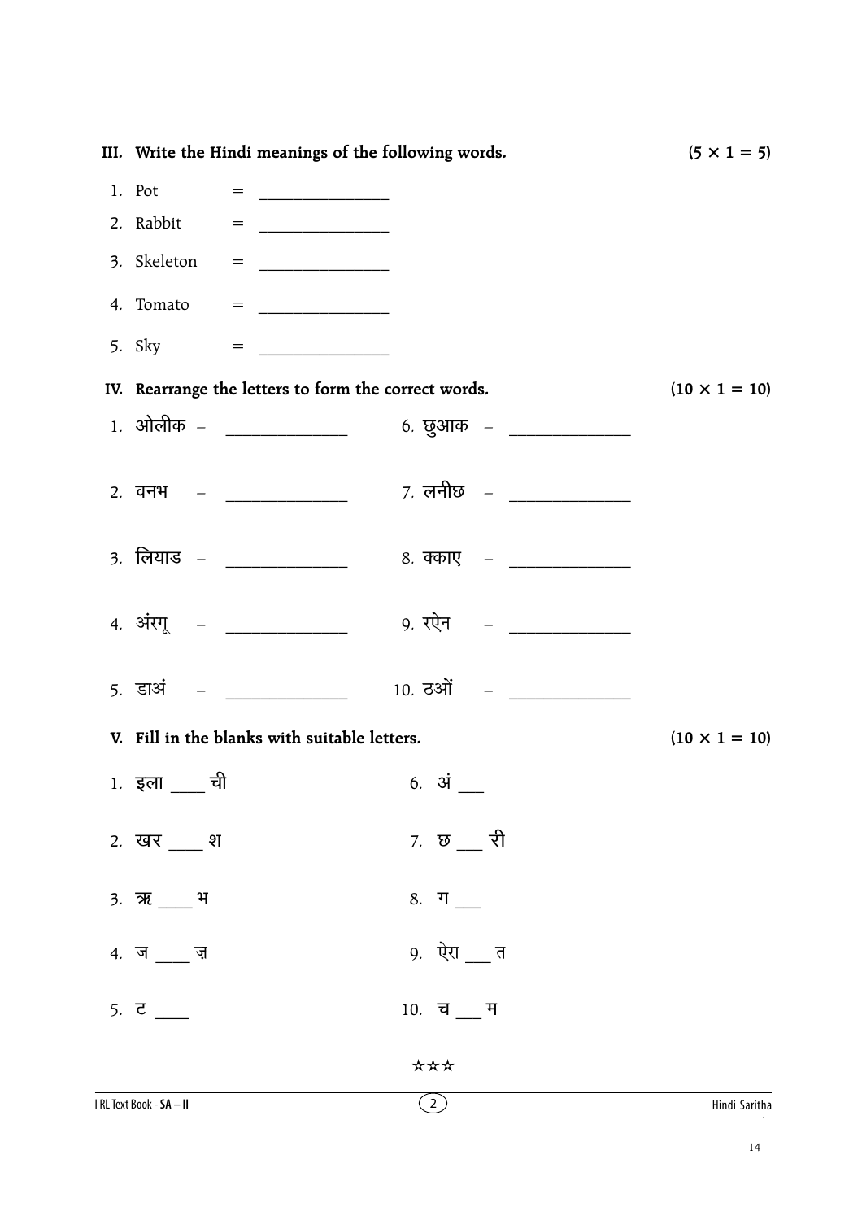**III. Write the Hindi meanings of the following words.** (5 × 1 = 5)

1. Pot = ______________
2. Rabbit = ______________
3. Skeleton = ______________
4. Tomato = ______________
5. Sky = ______________

**IV. Rearrange the letters to form the correct words.** (10 × 1 = 10)

1. ओलीक – ______________
2. वनभ – ______________
3. लियाड – ______________
4. अंरगू – ______________
5. डाअं – ______________
6. छुआक – ______________
7. लनीछ – ______________
8. क्काए – ______________
9. रऐन – ______________
10. ठओं – ______________

**V. Fill in the blanks with suitable letters.** (10 × 1 = 10)

1. इला ____ ची
2. खर ____ श
3. ऋ ____ भ
4. ज ____ ज़
5. ट ____
6. अं ___
7. छ ___ री
8. ग ___
9. ऐरा ___ त
10. च ___ म

☆☆☆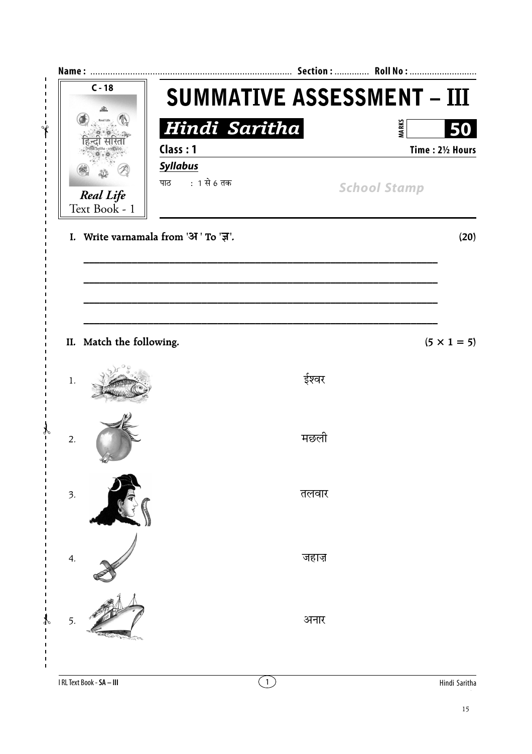Name : ................................................................................ Section : ............. Roll No : ..........................

C - 18

*Real Life*
Text Book - 1

# SUMMATIVE ASSESSMENT – III

## *Hindi Saritha*

MARKS 50

**Class : 1** **Time : 2½ Hours**

***Syllabus***

पाठ : 1 से 6 तक

*School Stamp*

**I. Write varnamala from 'अ' To 'ज्ञ'.** **(20)**

\_\_\_\_\_\_\_\_\_\_\_\_\_\_\_\_\_\_\_\_\_\_\_\_\_\_\_\_\_\_\_\_\_\_\_\_\_\_\_\_\_\_\_\_\_\_\_\_\_\_\_\_\_\_\_\_\_\_\_\_

\_\_\_\_\_\_\_\_\_\_\_\_\_\_\_\_\_\_\_\_\_\_\_\_\_\_\_\_\_\_\_\_\_\_\_\_\_\_\_\_\_\_\_\_\_\_\_\_\_\_\_\_\_\_\_\_\_\_\_\_

\_\_\_\_\_\_\_\_\_\_\_\_\_\_\_\_\_\_\_\_\_\_\_\_\_\_\_\_\_\_\_\_\_\_\_\_\_\_\_\_\_\_\_\_\_\_\_\_\_\_\_\_\_\_\_\_\_\_\_\_

\_\_\_\_\_\_\_\_\_\_\_\_\_\_\_\_\_\_\_\_\_\_\_\_\_\_\_\_\_\_\_\_\_\_\_\_\_\_\_\_\_\_\_\_\_\_\_\_\_\_\_\_\_\_\_\_\_\_\_\_

**II. Match the following.** **(5 × 1 = 5)**

1. ईश्वर

2. मछली

3. तलवार

4. जहाज़

5. अनार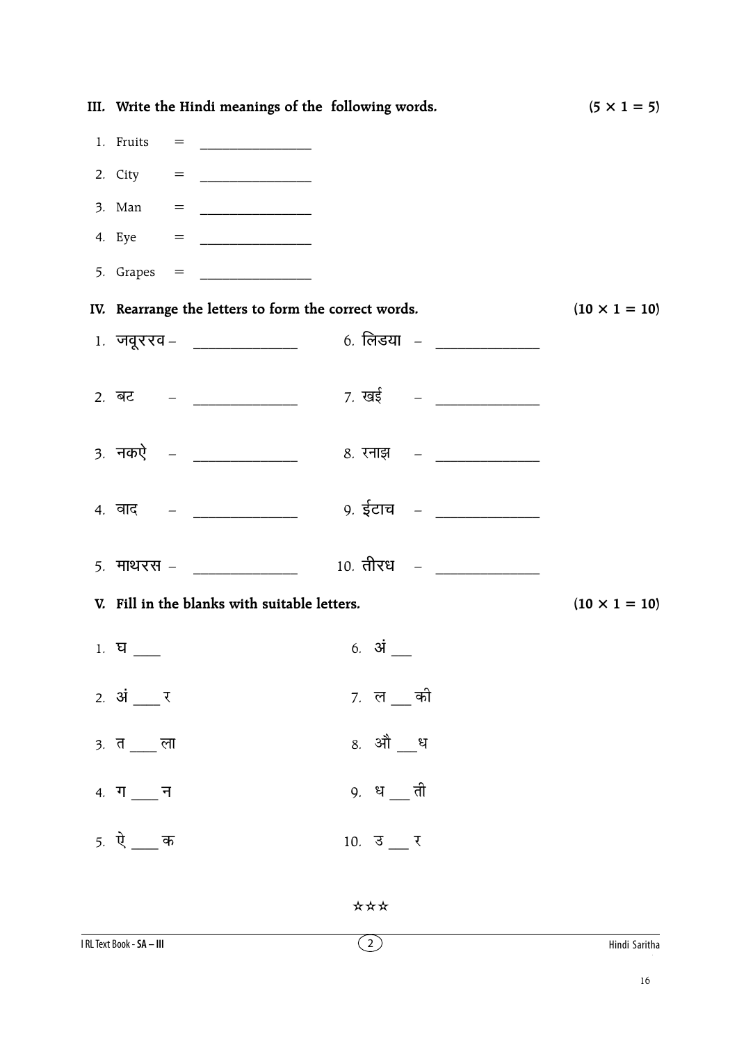## III. Write the Hindi meanings of the following words. (5 × 1 = 5)

1. Fruits = ________________
2. City = ________________
3. Man = ________________
4. Eye = ________________
5. Grapes = ________________

## IV. Rearrange the letters to form the correct words. (10 × 1 = 10)

1. जवूररव – ______________
2. बट – ______________
3. नकऐे – ______________
4. वाद – ______________
5. माथरस – ______________
6. लिडया – ______________
7. खई – ______________
8. रनाझ – ______________
9. ईटाच – ______________
10. तीरध – ______________

## V. Fill in the blanks with suitable letters. (10 × 1 = 10)

1. घ ___
2. अं ___ र
3. त ___ ला
4. ग ___ न
5. ऐ ___ क
6. अं ___
7. ल ___ की
8. औ ___ ध
9. ध ___ ती
10. उ ___ र

☆☆☆